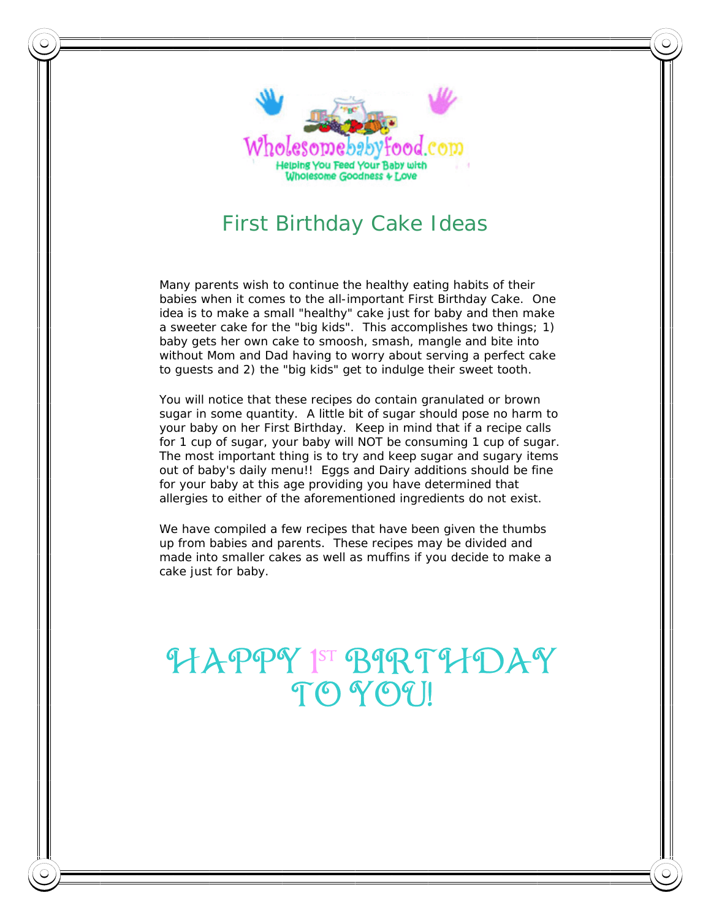Wholesomebabyfood.com

Helping You Feed Your Baby with Wholesome Goodness & Love

# First Birthday Cake Ideas

Many parents wish to continue the healthy eating habits of their babies when it comes to the all-important First Birthday Cake. One idea is to make a small "healthy" cake just for baby and then make a sweeter cake for the "big kids". This accomplishes two things; 1) baby gets her own cake to smoosh, smash, mangle and bite into without Mom and Dad having to worry about serving a perfect cake to guests and 2) the "big kids" get to indulge their sweet tooth.

You will notice that these recipes do contain granulated or brown sugar in some quantity. A little bit of sugar should pose no harm to your baby on her First Birthday. Keep in mind that if a recipe calls for 1 cup of sugar, your baby will NOT be consuming 1 cup of sugar. The most important thing is to try and keep sugar and sugary items out of baby's daily menu!! Eggs and Dairy additions should be fine for your baby at this age providing you have determined that allergies to either of the aforementioned ingredients do not exist.

We have compiled a few recipes that have been given the thumbs up from babies and parents. These recipes may be divided and made into smaller cakes as well as muffins if you decide to make a cake just for baby.

## HAPPY 1ST BIRTHDAY TO YOU!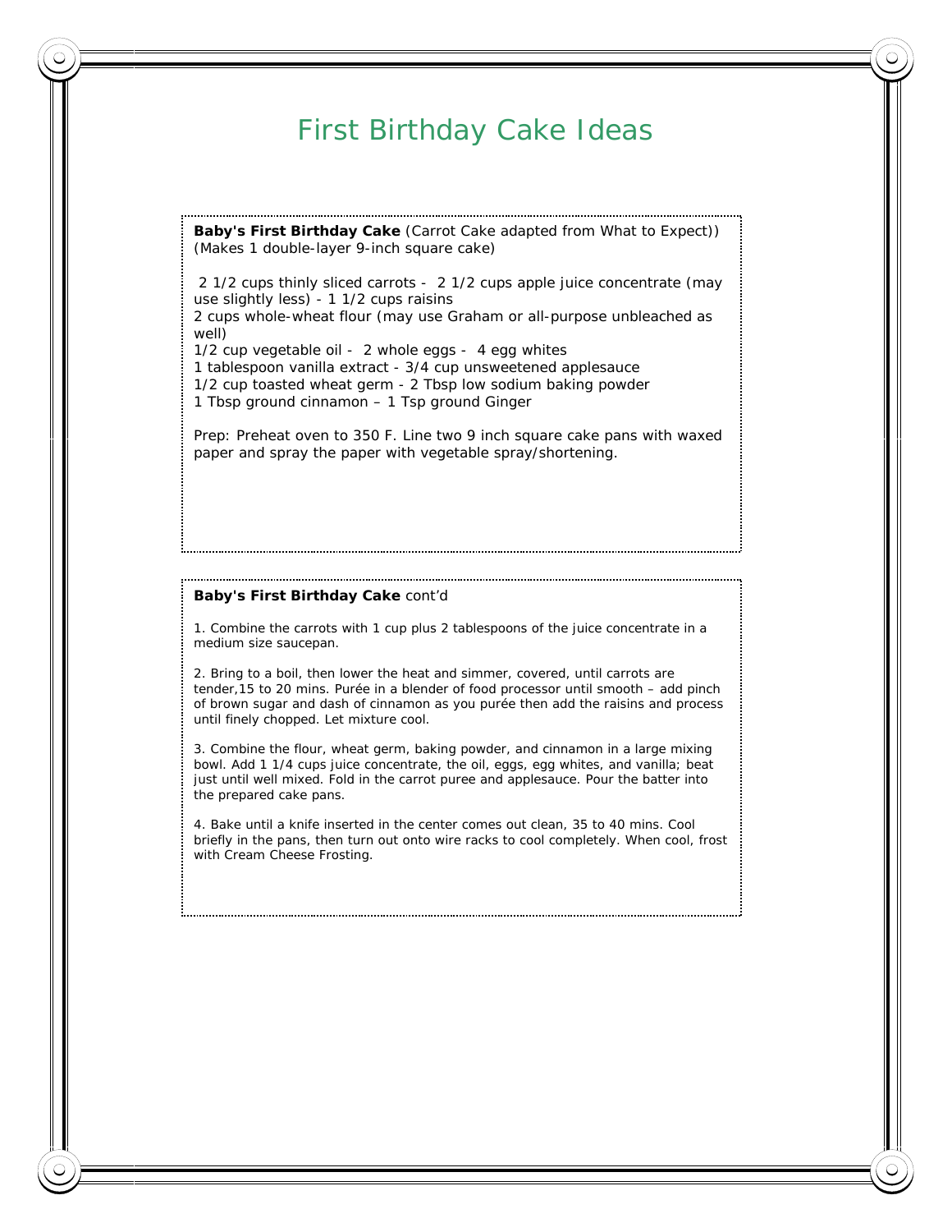# First Birthday Cake Ideas

**Baby's First Birthday Cake** (Carrot Cake adapted from What to Expect))
(Makes 1 double-layer 9-inch square cake)

2 1/2 cups thinly sliced carrots - 2 1/2 cups apple juice concentrate (may use slightly less) - 1 1/2 cups raisins
2 cups whole-wheat flour (may use Graham or all-purpose unbleached as well)
1/2 cup vegetable oil - 2 whole eggs - 4 egg whites
1 tablespoon vanilla extract - 3/4 cup unsweetened applesauce
1/2 cup toasted wheat germ - 2 Tbsp low sodium baking powder
1 Tbsp ground cinnamon – 1 Tsp ground Ginger

Prep: Preheat oven to 350 F. Line two 9 inch square cake pans with waxed paper and spray the paper with vegetable spray/shortening.

**Baby's First Birthday Cake** cont'd

1. Combine the carrots with 1 cup plus 2 tablespoons of the juice concentrate in a medium size saucepan.

2. Bring to a boil, then lower the heat and simmer, covered, until carrots are tender,15 to 20 mins. Purée in a blender of food processor until smooth – add pinch of brown sugar and dash of cinnamon as you purée then add the raisins and process until finely chopped. Let mixture cool.

3. Combine the flour, wheat germ, baking powder, and cinnamon in a large mixing bowl. Add 1 1/4 cups juice concentrate, the oil, eggs, egg whites, and vanilla; beat just until well mixed. Fold in the carrot puree and applesauce. Pour the batter into the prepared cake pans.

4. Bake until a knife inserted in the center comes out clean, 35 to 40 mins. Cool briefly in the pans, then turn out onto wire racks to cool completely. When cool, frost with Cream Cheese Frosting.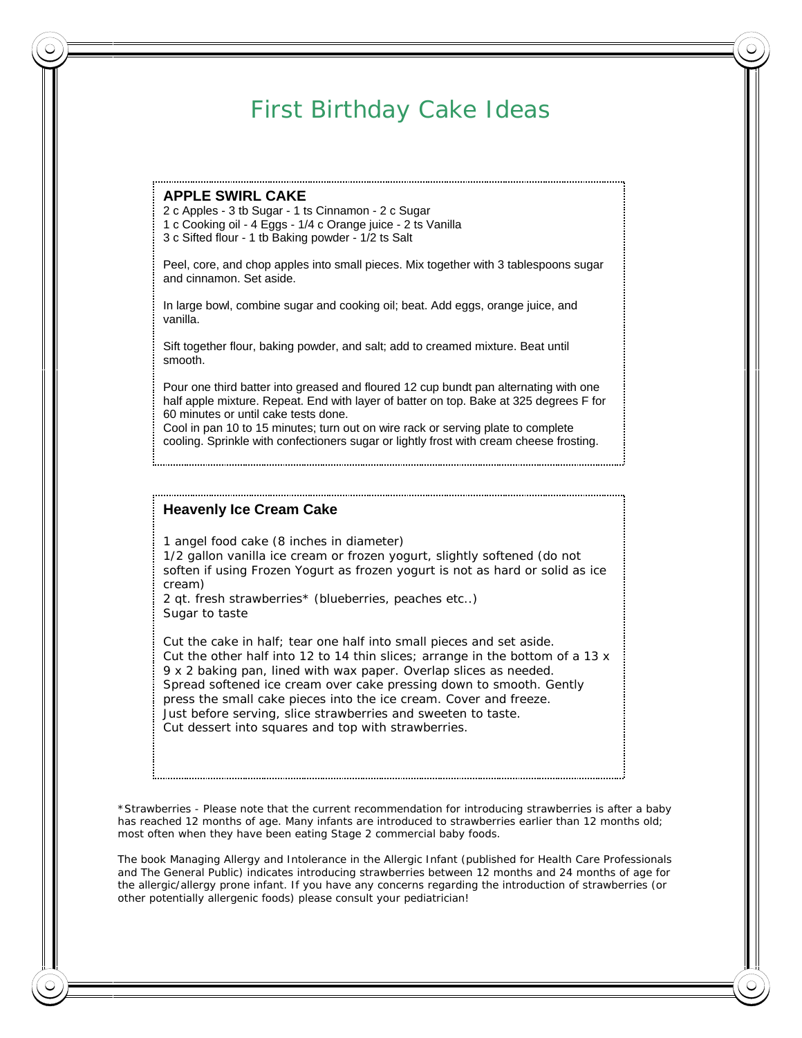# First Birthday Cake Ideas

## APPLE SWIRL CAKE

2 c Apples - 3 tb Sugar - 1 ts Cinnamon - 2 c Sugar
1 c Cooking oil - 4 Eggs - 1/4 c Orange juice - 2 ts Vanilla
3 c Sifted flour - 1 tb Baking powder - 1/2 ts Salt

Peel, core, and chop apples into small pieces. Mix together with 3 tablespoons sugar and cinnamon. Set aside.

In large bowl, combine sugar and cooking oil; beat. Add eggs, orange juice, and vanilla.

Sift together flour, baking powder, and salt; add to creamed mixture. Beat until smooth.

Pour one third batter into greased and floured 12 cup bundt pan alternating with one half apple mixture. Repeat. End with layer of batter on top. Bake at 325 degrees F for 60 minutes or until cake tests done.
Cool in pan 10 to 15 minutes; turn out on wire rack or serving plate to complete cooling. Sprinkle with confectioners sugar or lightly frost with cream cheese frosting.

## Heavenly Ice Cream Cake

1 angel food cake (8 inches in diameter)
1/2 gallon vanilla ice cream or frozen yogurt, slightly softened (do not soften if using Frozen Yogurt as frozen yogurt is not as hard or solid as ice cream)
2 qt. fresh strawberries* (blueberries, peaches etc..)
Sugar to taste

Cut the cake in half; tear one half into small pieces and set aside.
Cut the other half into 12 to 14 thin slices; arrange in the bottom of a 13 x 9 x 2 baking pan, lined with wax paper. Overlap slices as needed.
Spread softened ice cream over cake pressing down to smooth. Gently press the small cake pieces into the ice cream. Cover and freeze.
Just before serving, slice strawberries and sweeten to taste.
Cut dessert into squares and top with strawberries.

*Strawberries - Please note that the current recommendation for introducing strawberries is after a baby has reached 12 months of age. Many infants are introduced to strawberries earlier than 12 months old; most often when they have been eating Stage 2 commercial baby foods.

The book Managing Allergy and Intolerance in the Allergic Infant (published for Health Care Professionals and The General Public) indicates introducing strawberries between 12 months and 24 months of age for the allergic/allergy prone infant. If you have any concerns regarding the introduction of strawberries (or other potentially allergenic foods) please consult your pediatrician!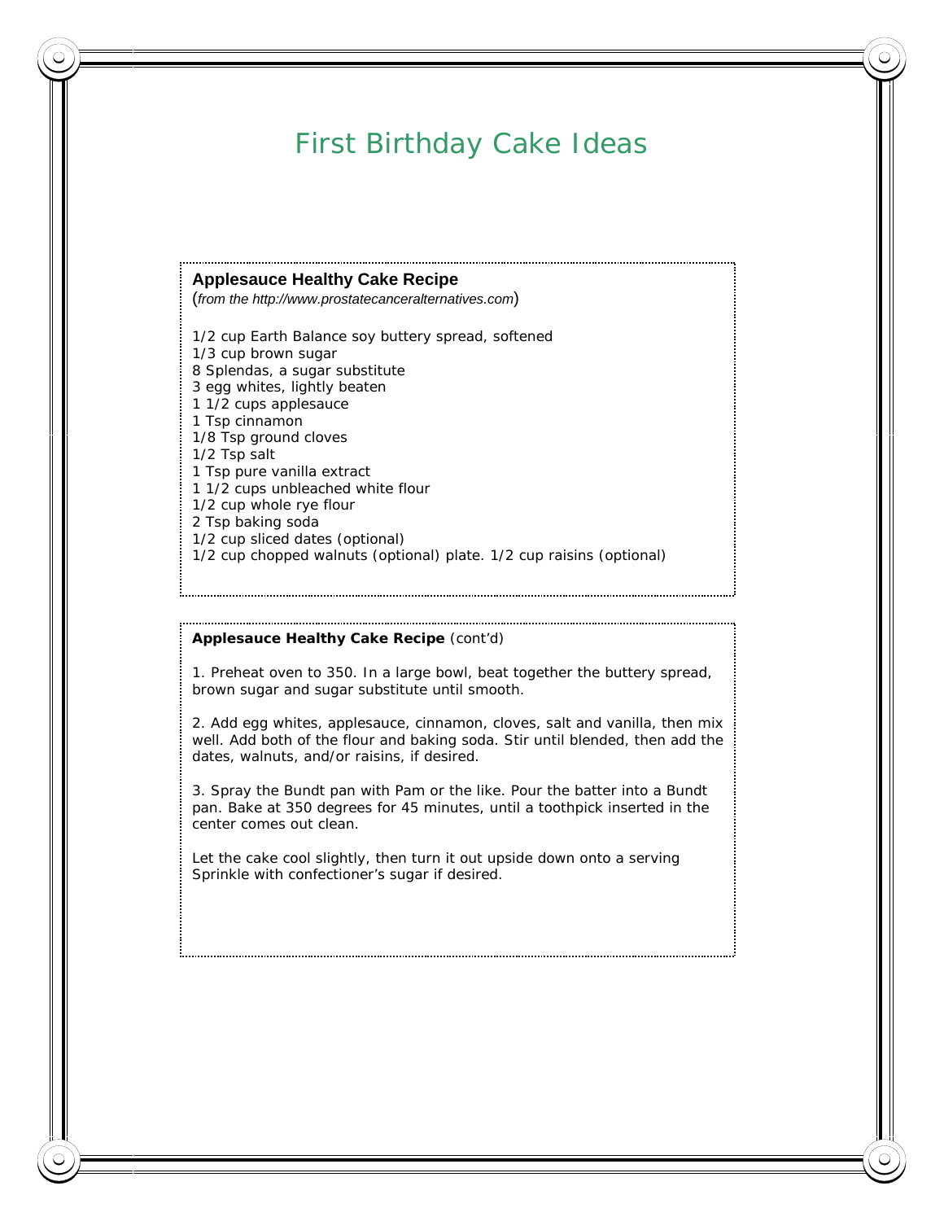# First Birthday Cake Ideas

**Applesauce Healthy Cake Recipe**

(*from the http://www.prostatecanceralternatives.com*)

1/2 cup Earth Balance soy buttery spread, softened
1/3 cup brown sugar
8 Splendas, a sugar substitute
3 egg whites, lightly beaten
1 1/2 cups applesauce
1 Tsp cinnamon
1/8 Tsp ground cloves
1/2 Tsp salt
1 Tsp pure vanilla extract
1 1/2 cups unbleached white flour
1/2 cup whole rye flour
2 Tsp baking soda
1/2 cup sliced dates (optional)
1/2 cup chopped walnuts (optional) plate. 1/2 cup raisins (optional)

**Applesauce Healthy Cake Recipe** (cont'd)

1. Preheat oven to 350. In a large bowl, beat together the buttery spread, brown sugar and sugar substitute until smooth.

2. Add egg whites, applesauce, cinnamon, cloves, salt and vanilla, then mix well. Add both of the flour and baking soda. Stir until blended, then add the dates, walnuts, and/or raisins, if desired.

3. Spray the Bundt pan with Pam or the like. Pour the batter into a Bundt pan. Bake at 350 degrees for 45 minutes, until a toothpick inserted in the center comes out clean.

Let the cake cool slightly, then turn it out upside down onto a serving Sprinkle with confectioner's sugar if desired.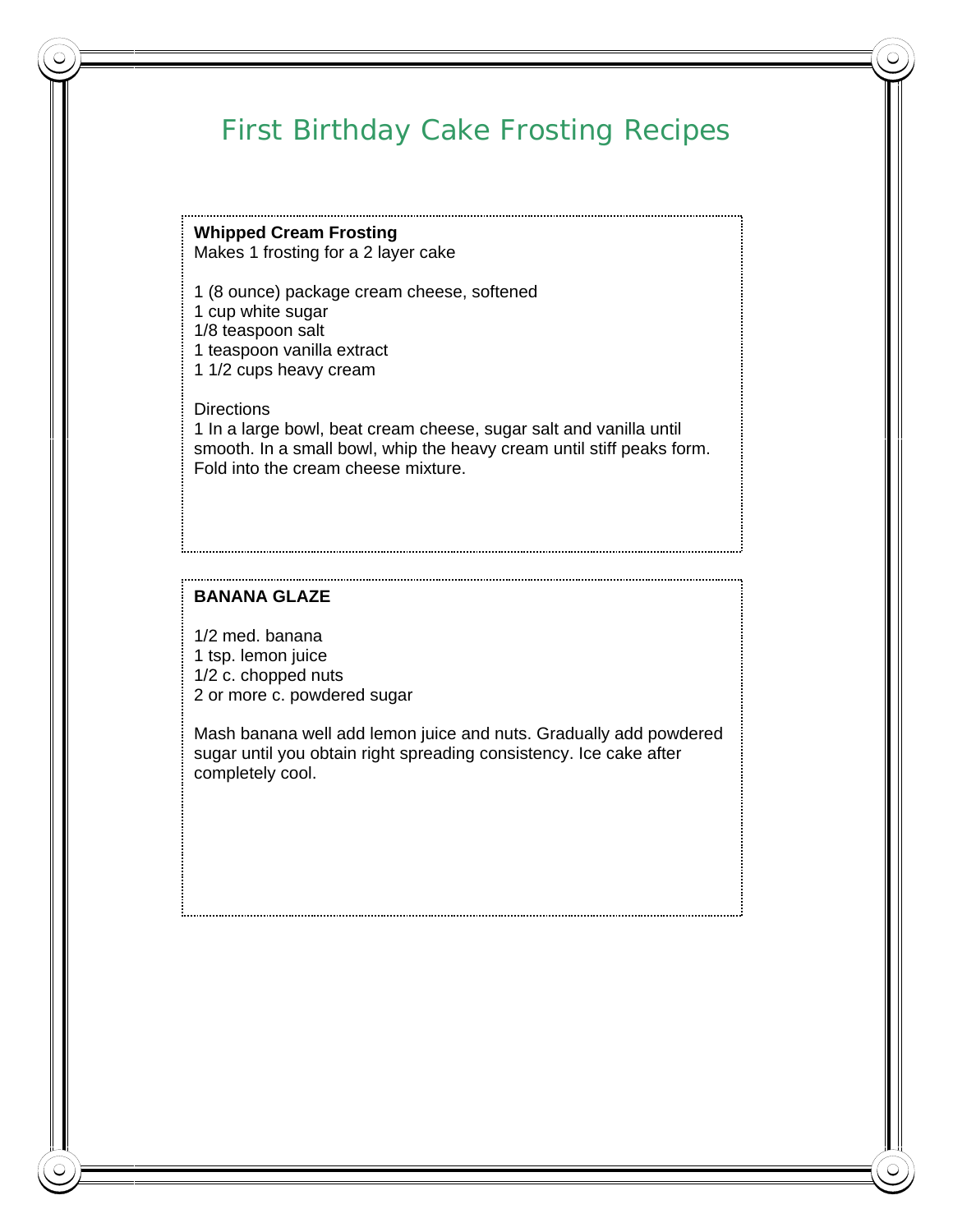# First Birthday Cake Frosting Recipes

**Whipped Cream Frosting**
Makes 1 frosting for a 2 layer cake

1 (8 ounce) package cream cheese, softened
1 cup white sugar
1/8 teaspoon salt
1 teaspoon vanilla extract
1 1/2 cups heavy cream

Directions
1 In a large bowl, beat cream cheese, sugar salt and vanilla until smooth. In a small bowl, whip the heavy cream until stiff peaks form. Fold into the cream cheese mixture.

**BANANA GLAZE**

1/2 med. banana
1 tsp. lemon juice
1/2 c. chopped nuts
2 or more c. powdered sugar

Mash banana well add lemon juice and nuts. Gradually add powdered sugar until you obtain right spreading consistency. Ice cake after completely cool.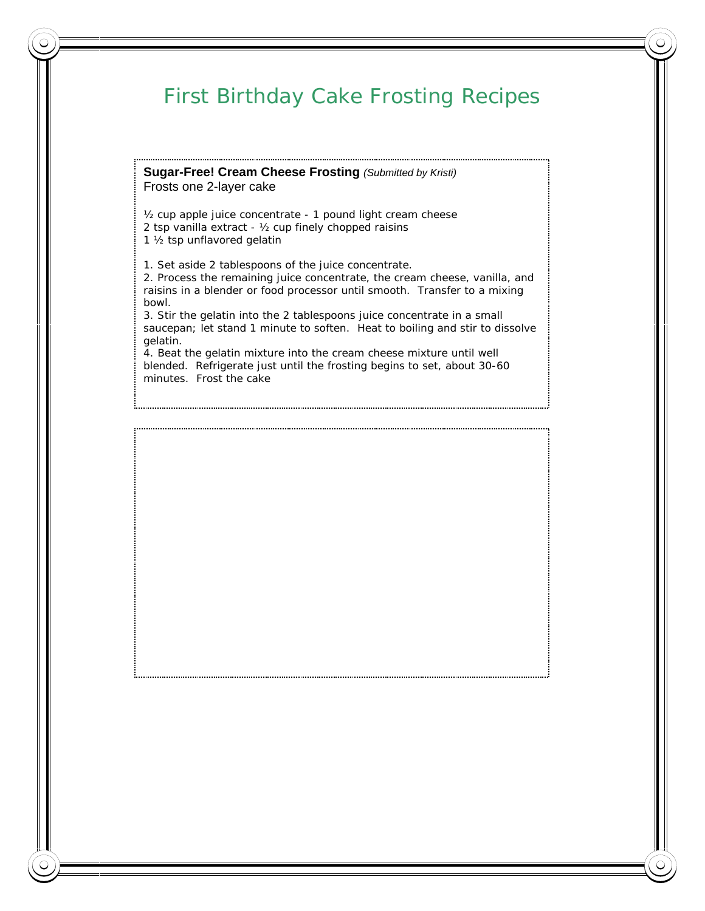# First Birthday Cake Frosting Recipes

**Sugar-Free! Cream Cheese Frosting** *(Submitted by Kristi)*
Frosts one 2-layer cake

½ cup apple juice concentrate - 1 pound light cream cheese
2 tsp vanilla extract - ½ cup finely chopped raisins
1 ½ tsp unflavored gelatin

1. Set aside 2 tablespoons of the juice concentrate.
2. Process the remaining juice concentrate, the cream cheese, vanilla, and raisins in a blender or food processor until smooth. Transfer to a mixing bowl.
3. Stir the gelatin into the 2 tablespoons juice concentrate in a small saucepan; let stand 1 minute to soften. Heat to boiling and stir to dissolve gelatin.
4. Beat the gelatin mixture into the cream cheese mixture until well blended. Refrigerate just until the frosting begins to set, about 30-60 minutes. Frost the cake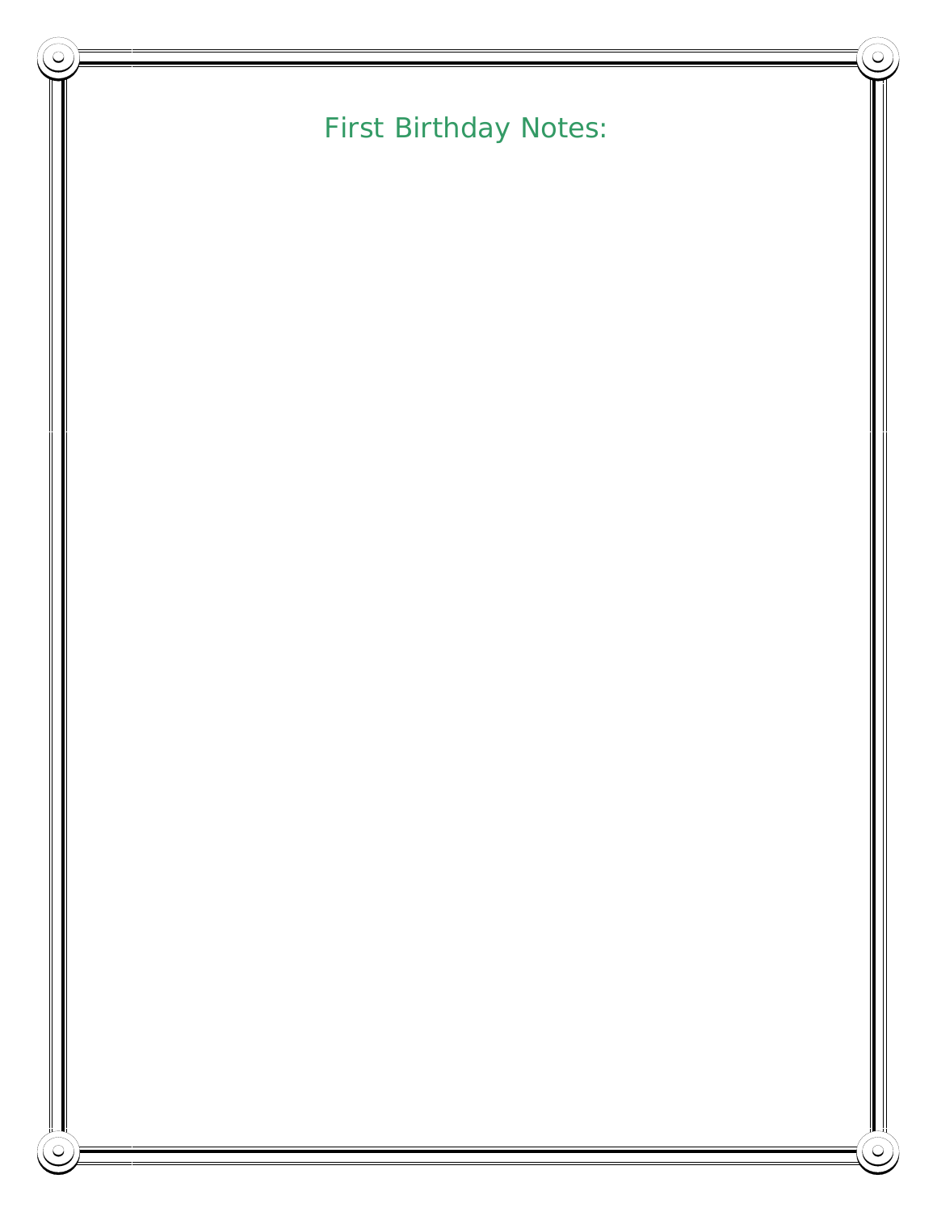First Birthday Notes: